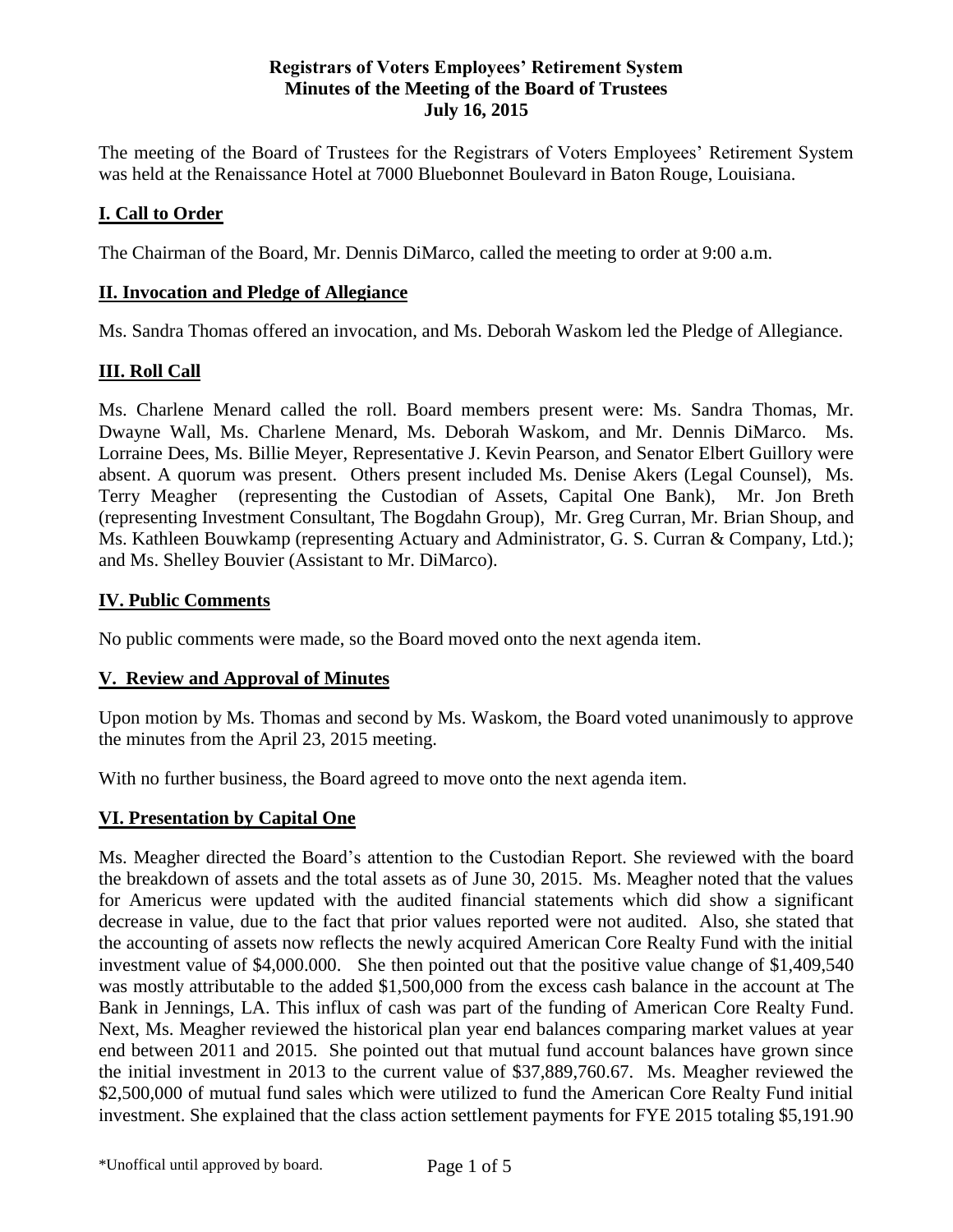**Registrars of Voters Employees' Retirement System**
**Minutes of the Meeting of the Board of Trustees**
**July 16, 2015**

The meeting of the Board of Trustees for the Registrars of Voters Employees' Retirement System was held at the Renaissance Hotel at 7000 Bluebonnet Boulevard in Baton Rouge, Louisiana.

## I. Call to Order

The Chairman of the Board, Mr. Dennis DiMarco, called the meeting to order at 9:00 a.m.

## II. Invocation and Pledge of Allegiance

Ms. Sandra Thomas offered an invocation, and Ms. Deborah Waskom led the Pledge of Allegiance.

## III. Roll Call

Ms. Charlene Menard called the roll. Board members present were: Ms. Sandra Thomas, Mr. Dwayne Wall, Ms. Charlene Menard, Ms. Deborah Waskom, and Mr. Dennis DiMarco. Ms. Lorraine Dees, Ms. Billie Meyer, Representative J. Kevin Pearson, and Senator Elbert Guillory were absent. A quorum was present. Others present included Ms. Denise Akers (Legal Counsel), Ms. Terry Meagher (representing the Custodian of Assets, Capital One Bank), Mr. Jon Breth (representing Investment Consultant, The Bogdahn Group), Mr. Greg Curran, Mr. Brian Shoup, and Ms. Kathleen Bouwkamp (representing Actuary and Administrator, G. S. Curran & Company, Ltd.); and Ms. Shelley Bouvier (Assistant to Mr. DiMarco).

## IV. Public Comments

No public comments were made, so the Board moved onto the next agenda item.

## V. Review and Approval of Minutes

Upon motion by Ms. Thomas and second by Ms. Waskom, the Board voted unanimously to approve the minutes from the April 23, 2015 meeting.

With no further business, the Board agreed to move onto the next agenda item.

## VI. Presentation by Capital One

Ms. Meagher directed the Board's attention to the Custodian Report. She reviewed with the board the breakdown of assets and the total assets as of June 30, 2015. Ms. Meagher noted that the values for Americus were updated with the audited financial statements which did show a significant decrease in value, due to the fact that prior values reported were not audited. Also, she stated that the accounting of assets now reflects the newly acquired American Core Realty Fund with the initial investment value of $4,000.000. She then pointed out that the positive value change of $1,409,540 was mostly attributable to the added $1,500,000 from the excess cash balance in the account at The Bank in Jennings, LA. This influx of cash was part of the funding of American Core Realty Fund. Next, Ms. Meagher reviewed the historical plan year end balances comparing market values at year end between 2011 and 2015. She pointed out that mutual fund account balances have grown since the initial investment in 2013 to the current value of $37,889,760.67. Ms. Meagher reviewed the $2,500,000 of mutual fund sales which were utilized to fund the American Core Realty Fund initial investment. She explained that the class action settlement payments for FYE 2015 totaling $5,191.90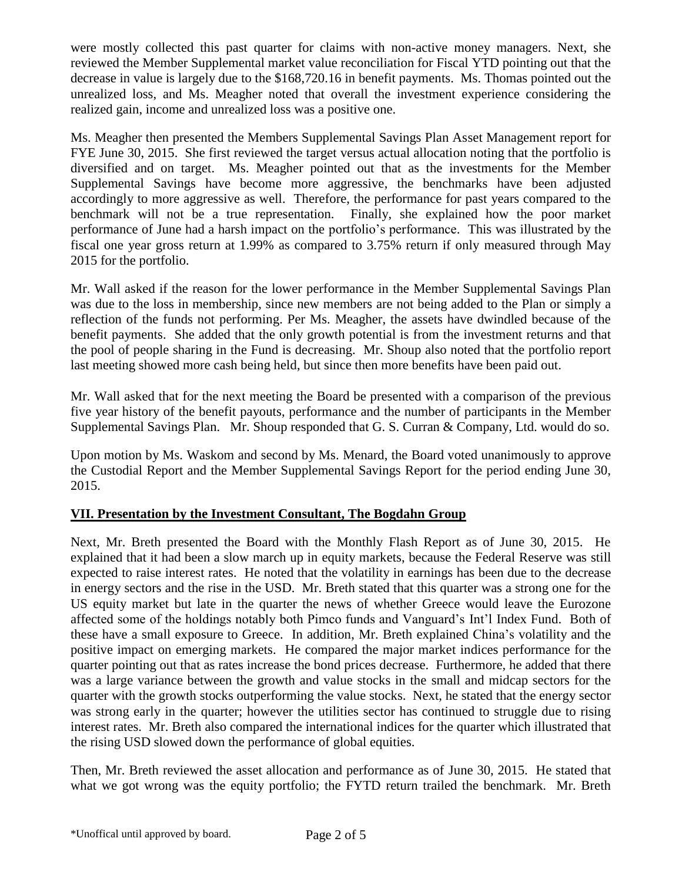were mostly collected this past quarter for claims with non-active money managers. Next, she reviewed the Member Supplemental market value reconciliation for Fiscal YTD pointing out that the decrease in value is largely due to the $168,720.16 in benefit payments. Ms. Thomas pointed out the unrealized loss, and Ms. Meagher noted that overall the investment experience considering the realized gain, income and unrealized loss was a positive one.

Ms. Meagher then presented the Members Supplemental Savings Plan Asset Management report for FYE June 30, 2015. She first reviewed the target versus actual allocation noting that the portfolio is diversified and on target. Ms. Meagher pointed out that as the investments for the Member Supplemental Savings have become more aggressive, the benchmarks have been adjusted accordingly to more aggressive as well. Therefore, the performance for past years compared to the benchmark will not be a true representation. Finally, she explained how the poor market performance of June had a harsh impact on the portfolio's performance. This was illustrated by the fiscal one year gross return at 1.99% as compared to 3.75% return if only measured through May 2015 for the portfolio.

Mr. Wall asked if the reason for the lower performance in the Member Supplemental Savings Plan was due to the loss in membership, since new members are not being added to the Plan or simply a reflection of the funds not performing. Per Ms. Meagher, the assets have dwindled because of the benefit payments. She added that the only growth potential is from the investment returns and that the pool of people sharing in the Fund is decreasing. Mr. Shoup also noted that the portfolio report last meeting showed more cash being held, but since then more benefits have been paid out.

Mr. Wall asked that for the next meeting the Board be presented with a comparison of the previous five year history of the benefit payouts, performance and the number of participants in the Member Supplemental Savings Plan. Mr. Shoup responded that G. S. Curran & Company, Ltd. would do so.

Upon motion by Ms. Waskom and second by Ms. Menard, the Board voted unanimously to approve the Custodial Report and the Member Supplemental Savings Report for the period ending June 30, 2015.

## VII. Presentation by the Investment Consultant, The Bogdahn Group

Next, Mr. Breth presented the Board with the Monthly Flash Report as of June 30, 2015. He explained that it had been a slow march up in equity markets, because the Federal Reserve was still expected to raise interest rates. He noted that the volatility in earnings has been due to the decrease in energy sectors and the rise in the USD. Mr. Breth stated that this quarter was a strong one for the US equity market but late in the quarter the news of whether Greece would leave the Eurozone affected some of the holdings notably both Pimco funds and Vanguard's Int'l Index Fund. Both of these have a small exposure to Greece. In addition, Mr. Breth explained China's volatility and the positive impact on emerging markets. He compared the major market indices performance for the quarter pointing out that as rates increase the bond prices decrease. Furthermore, he added that there was a large variance between the growth and value stocks in the small and midcap sectors for the quarter with the growth stocks outperforming the value stocks. Next, he stated that the energy sector was strong early in the quarter; however the utilities sector has continued to struggle due to rising interest rates. Mr. Breth also compared the international indices for the quarter which illustrated that the rising USD slowed down the performance of global equities.

Then, Mr. Breth reviewed the asset allocation and performance as of June 30, 2015. He stated that what we got wrong was the equity portfolio; the FYTD return trailed the benchmark. Mr. Breth

*Unoffical until approved by board.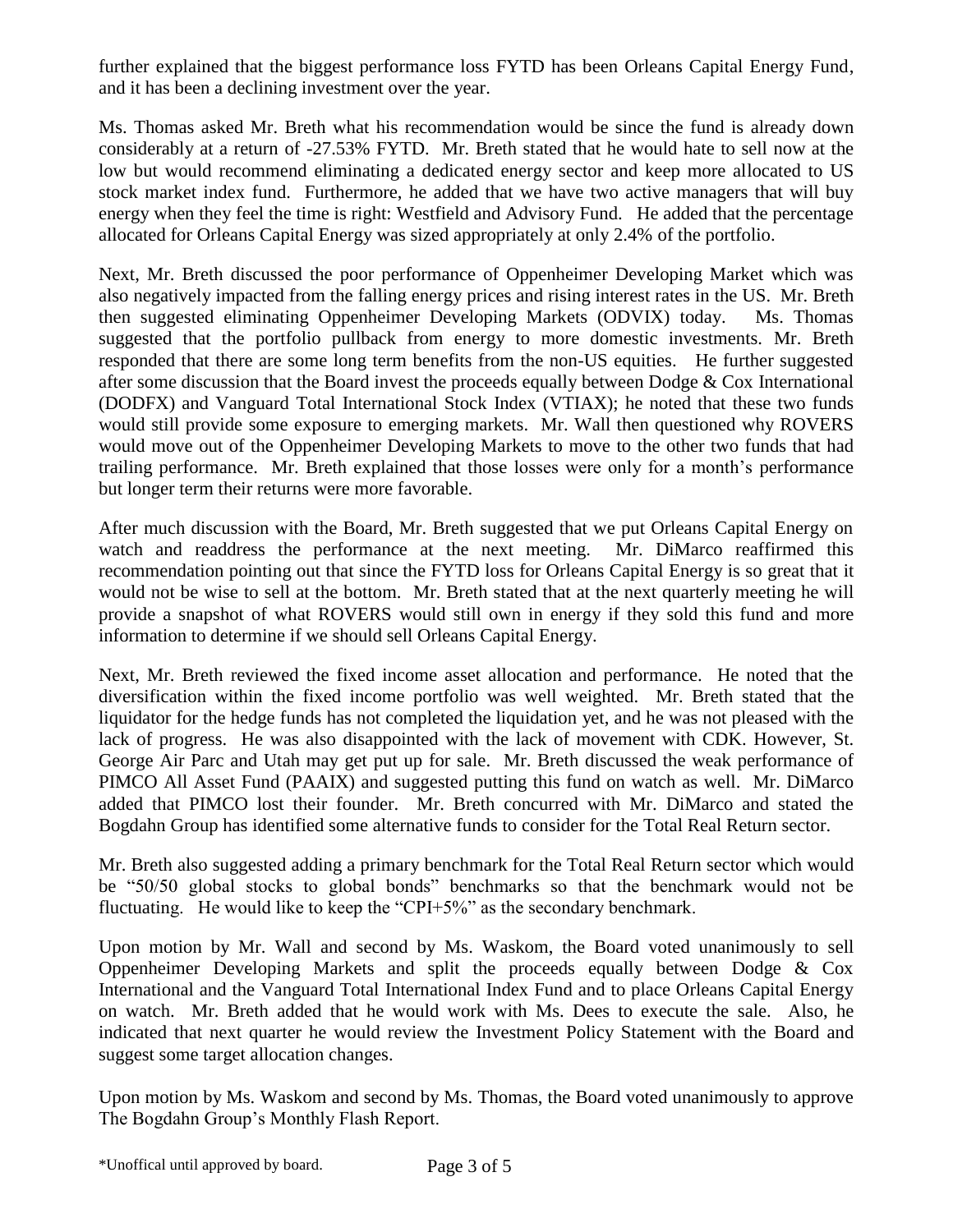further explained that the biggest performance loss FYTD has been Orleans Capital Energy Fund, and it has been a declining investment over the year.

Ms. Thomas asked Mr. Breth what his recommendation would be since the fund is already down considerably at a return of -27.53% FYTD. Mr. Breth stated that he would hate to sell now at the low but would recommend eliminating a dedicated energy sector and keep more allocated to US stock market index fund. Furthermore, he added that we have two active managers that will buy energy when they feel the time is right: Westfield and Advisory Fund. He added that the percentage allocated for Orleans Capital Energy was sized appropriately at only 2.4% of the portfolio.

Next, Mr. Breth discussed the poor performance of Oppenheimer Developing Market which was also negatively impacted from the falling energy prices and rising interest rates in the US. Mr. Breth then suggested eliminating Oppenheimer Developing Markets (ODVIX) today. Ms. Thomas suggested that the portfolio pullback from energy to more domestic investments. Mr. Breth responded that there are some long term benefits from the non-US equities. He further suggested after some discussion that the Board invest the proceeds equally between Dodge & Cox International (DODFX) and Vanguard Total International Stock Index (VTIAX); he noted that these two funds would still provide some exposure to emerging markets. Mr. Wall then questioned why ROVERS would move out of the Oppenheimer Developing Markets to move to the other two funds that had trailing performance. Mr. Breth explained that those losses were only for a month's performance but longer term their returns were more favorable.

After much discussion with the Board, Mr. Breth suggested that we put Orleans Capital Energy on watch and readdress the performance at the next meeting. Mr. DiMarco reaffirmed this recommendation pointing out that since the FYTD loss for Orleans Capital Energy is so great that it would not be wise to sell at the bottom. Mr. Breth stated that at the next quarterly meeting he will provide a snapshot of what ROVERS would still own in energy if they sold this fund and more information to determine if we should sell Orleans Capital Energy.

Next, Mr. Breth reviewed the fixed income asset allocation and performance. He noted that the diversification within the fixed income portfolio was well weighted. Mr. Breth stated that the liquidator for the hedge funds has not completed the liquidation yet, and he was not pleased with the lack of progress. He was also disappointed with the lack of movement with CDK. However, St. George Air Parc and Utah may get put up for sale. Mr. Breth discussed the weak performance of PIMCO All Asset Fund (PAAIX) and suggested putting this fund on watch as well. Mr. DiMarco added that PIMCO lost their founder. Mr. Breth concurred with Mr. DiMarco and stated the Bogdahn Group has identified some alternative funds to consider for the Total Real Return sector.

Mr. Breth also suggested adding a primary benchmark for the Total Real Return sector which would be "50/50 global stocks to global bonds" benchmarks so that the benchmark would not be fluctuating. He would like to keep the "CPI+5%" as the secondary benchmark.

Upon motion by Mr. Wall and second by Ms. Waskom, the Board voted unanimously to sell Oppenheimer Developing Markets and split the proceeds equally between Dodge & Cox International and the Vanguard Total International Index Fund and to place Orleans Capital Energy on watch. Mr. Breth added that he would work with Ms. Dees to execute the sale. Also, he indicated that next quarter he would review the Investment Policy Statement with the Board and suggest some target allocation changes.

Upon motion by Ms. Waskom and second by Ms. Thomas, the Board voted unanimously to approve The Bogdahn Group's Monthly Flash Report.

*Unoffical until approved by board.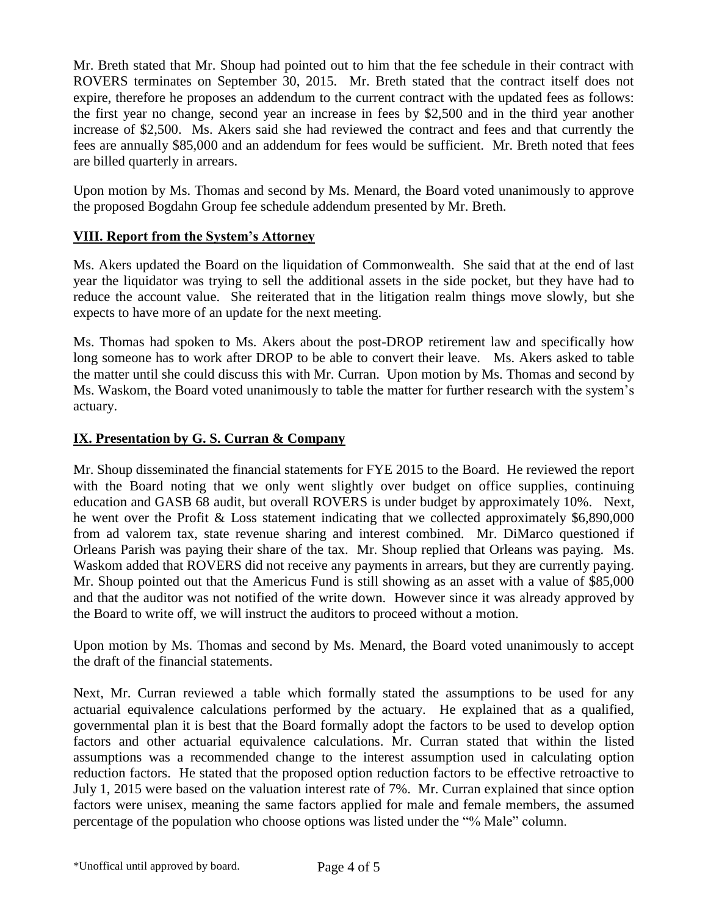Mr. Breth stated that Mr. Shoup had pointed out to him that the fee schedule in their contract with ROVERS terminates on September 30, 2015. Mr. Breth stated that the contract itself does not expire, therefore he proposes an addendum to the current contract with the updated fees as follows: the first year no change, second year an increase in fees by $2,500 and in the third year another increase of $2,500. Ms. Akers said she had reviewed the contract and fees and that currently the fees are annually $85,000 and an addendum for fees would be sufficient. Mr. Breth noted that fees are billed quarterly in arrears.

Upon motion by Ms. Thomas and second by Ms. Menard, the Board voted unanimously to approve the proposed Bogdahn Group fee schedule addendum presented by Mr. Breth.

## VIII. Report from the System's Attorney

Ms. Akers updated the Board on the liquidation of Commonwealth. She said that at the end of last year the liquidator was trying to sell the additional assets in the side pocket, but they have had to reduce the account value. She reiterated that in the litigation realm things move slowly, but she expects to have more of an update for the next meeting.

Ms. Thomas had spoken to Ms. Akers about the post-DROP retirement law and specifically how long someone has to work after DROP to be able to convert their leave. Ms. Akers asked to table the matter until she could discuss this with Mr. Curran. Upon motion by Ms. Thomas and second by Ms. Waskom, the Board voted unanimously to table the matter for further research with the system's actuary.

## IX. Presentation by G. S. Curran & Company

Mr. Shoup disseminated the financial statements for FYE 2015 to the Board. He reviewed the report with the Board noting that we only went slightly over budget on office supplies, continuing education and GASB 68 audit, but overall ROVERS is under budget by approximately 10%. Next, he went over the Profit & Loss statement indicating that we collected approximately $6,890,000 from ad valorem tax, state revenue sharing and interest combined. Mr. DiMarco questioned if Orleans Parish was paying their share of the tax. Mr. Shoup replied that Orleans was paying. Ms. Waskom added that ROVERS did not receive any payments in arrears, but they are currently paying. Mr. Shoup pointed out that the Americus Fund is still showing as an asset with a value of $85,000 and that the auditor was not notified of the write down. However since it was already approved by the Board to write off, we will instruct the auditors to proceed without a motion.

Upon motion by Ms. Thomas and second by Ms. Menard, the Board voted unanimously to accept the draft of the financial statements.

Next, Mr. Curran reviewed a table which formally stated the assumptions to be used for any actuarial equivalence calculations performed by the actuary. He explained that as a qualified, governmental plan it is best that the Board formally adopt the factors to be used to develop option factors and other actuarial equivalence calculations. Mr. Curran stated that within the listed assumptions was a recommended change to the interest assumption used in calculating option reduction factors. He stated that the proposed option reduction factors to be effective retroactive to July 1, 2015 were based on the valuation interest rate of 7%. Mr. Curran explained that since option factors were unisex, meaning the same factors applied for male and female members, the assumed percentage of the population who choose options was listed under the "% Male" column.

*Unoffical until approved by board.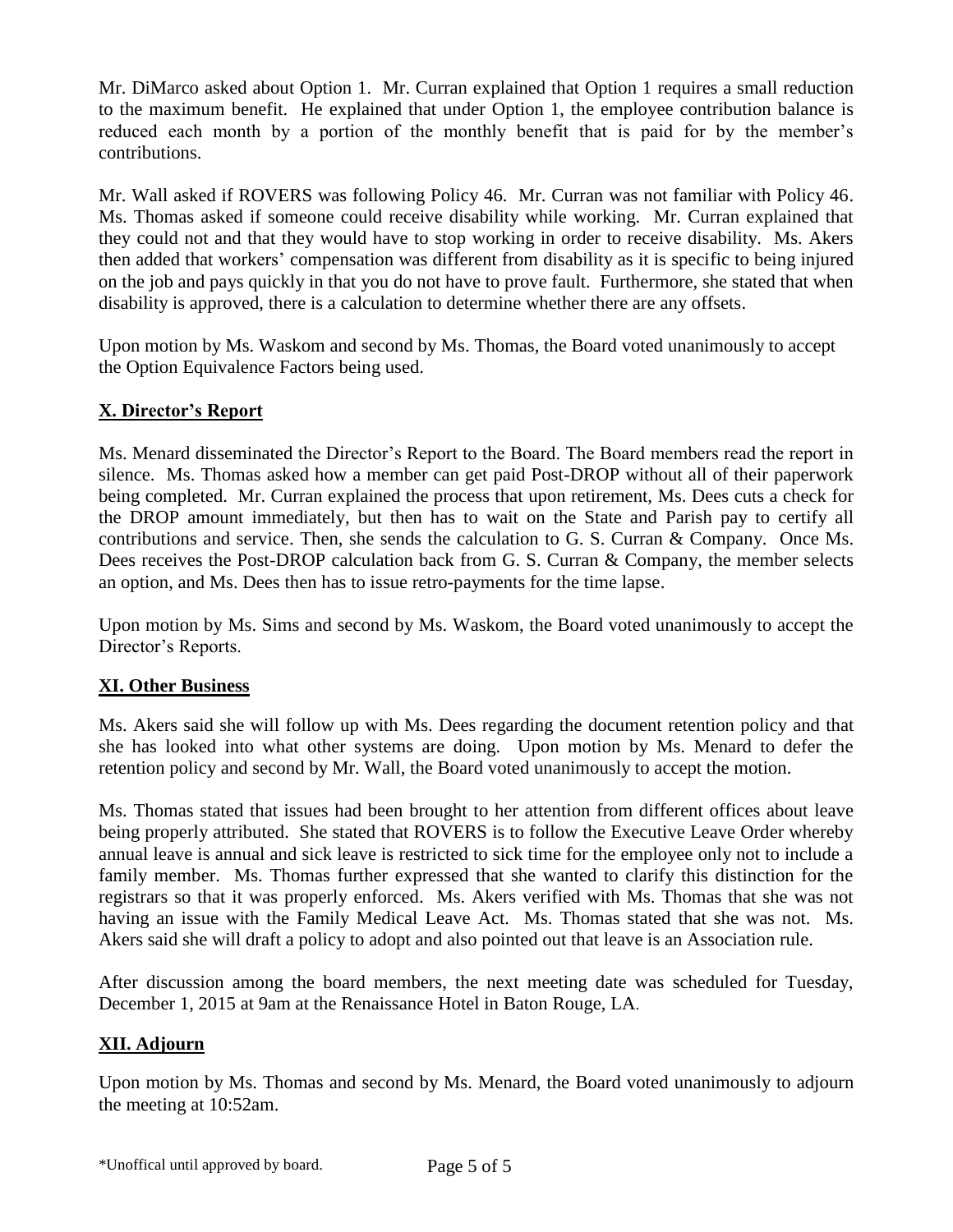Mr. DiMarco asked about Option 1. Mr. Curran explained that Option 1 requires a small reduction to the maximum benefit. He explained that under Option 1, the employee contribution balance is reduced each month by a portion of the monthly benefit that is paid for by the member's contributions.

Mr. Wall asked if ROVERS was following Policy 46. Mr. Curran was not familiar with Policy 46. Ms. Thomas asked if someone could receive disability while working. Mr. Curran explained that they could not and that they would have to stop working in order to receive disability. Ms. Akers then added that workers' compensation was different from disability as it is specific to being injured on the job and pays quickly in that you do not have to prove fault. Furthermore, she stated that when disability is approved, there is a calculation to determine whether there are any offsets.

Upon motion by Ms. Waskom and second by Ms. Thomas, the Board voted unanimously to accept the Option Equivalence Factors being used.

## X. Director's Report

Ms. Menard disseminated the Director's Report to the Board. The Board members read the report in silence. Ms. Thomas asked how a member can get paid Post-DROP without all of their paperwork being completed. Mr. Curran explained the process that upon retirement, Ms. Dees cuts a check for the DROP amount immediately, but then has to wait on the State and Parish pay to certify all contributions and service. Then, she sends the calculation to G. S. Curran & Company. Once Ms. Dees receives the Post-DROP calculation back from G. S. Curran & Company, the member selects an option, and Ms. Dees then has to issue retro-payments for the time lapse.

Upon motion by Ms. Sims and second by Ms. Waskom, the Board voted unanimously to accept the Director's Reports.

## XI. Other Business

Ms. Akers said she will follow up with Ms. Dees regarding the document retention policy and that she has looked into what other systems are doing. Upon motion by Ms. Menard to defer the retention policy and second by Mr. Wall, the Board voted unanimously to accept the motion.

Ms. Thomas stated that issues had been brought to her attention from different offices about leave being properly attributed. She stated that ROVERS is to follow the Executive Leave Order whereby annual leave is annual and sick leave is restricted to sick time for the employee only not to include a family member. Ms. Thomas further expressed that she wanted to clarify this distinction for the registrars so that it was properly enforced. Ms. Akers verified with Ms. Thomas that she was not having an issue with the Family Medical Leave Act. Ms. Thomas stated that she was not. Ms. Akers said she will draft a policy to adopt and also pointed out that leave is an Association rule.

After discussion among the board members, the next meeting date was scheduled for Tuesday, December 1, 2015 at 9am at the Renaissance Hotel in Baton Rouge, LA.

## XII. Adjourn

Upon motion by Ms. Thomas and second by Ms. Menard, the Board voted unanimously to adjourn the meeting at 10:52am.

*Unoffical until approved by board.